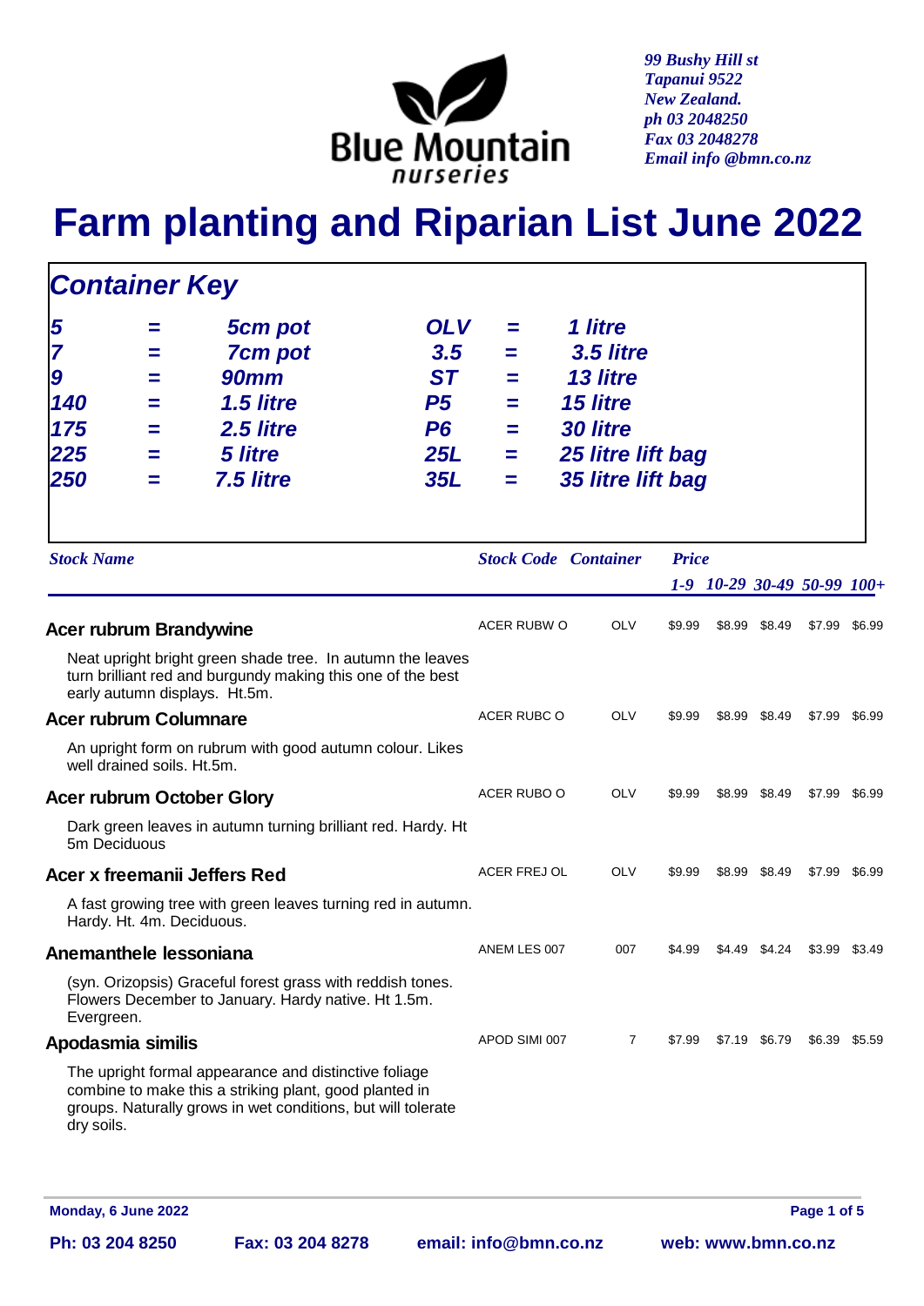Blue Mountain nurseries

*99 Bushy Hill st*
*Tapanui 9522*
*New Zealand.*
*ph 03 2048250*
*Fax 03 2048278*
*Email info @bmn.co.nz*

# Farm planting and Riparian List June 2022

## Container Key

| | | | | | |
|---|---|---|---|---|---|
| 5 | = | 5cm pot | OLV | = | 1 litre |
| 7 | = | 7cm pot | 3.5 | = | 3.5 litre |
| 9 | = | 90mm | ST | = | 13 litre |
| 140 | = | 1.5 litre | P5 | = | 15 litre |
| 175 | = | 2.5 litre | P6 | = | 30 litre |
| 225 | = | 5 litre | 25L | = | 25 litre lift bag |
| 250 | = | 7.5 litre | 35L | = | 35 litre lift bag |

| Stock Name | Stock Code | Container | Price 1-9 | 10-29 | 30-49 | 50-99 | 100+ |
|---|---|---|---|---|---|---|---|
| **Acer rubrum Brandywine**<br>Neat upright bright green shade tree. In autumn the leaves turn brilliant red and burgundy making this one of the best early autumn displays. Ht.5m. | ACER RUBW O | OLV | $9.99 | $8.99 | $8.49 | $7.99 | $6.99 |
| **Acer rubrum Columnare**<br>An upright form on rubrum with good autumn colour. Likes well drained soils. Ht.5m. | ACER RUBC O | OLV | $9.99 | $8.99 | $8.49 | $7.99 | $6.99 |
| **Acer rubrum October Glory**<br>Dark green leaves in autumn turning brilliant red. Hardy. Ht 5m Deciduous | ACER RUBO O | OLV | $9.99 | $8.99 | $8.49 | $7.99 | $6.99 |
| **Acer x freemanii Jeffers Red**<br>A fast growing tree with green leaves turning red in autumn. Hardy. Ht. 4m. Deciduous. | ACER FREJ OL | OLV | $9.99 | $8.99 | $8.49 | $7.99 | $6.99 |
| **Anemanthele lessoniana**<br>(syn. Orizopsis) Graceful forest grass with reddish tones. Flowers December to January. Hardy native. Ht 1.5m. Evergreen. | ANEM LES 007 | 007 | $4.99 | $4.49 | $4.24 | $3.99 | $3.49 |
| **Apodasmia similis**<br>The upright formal appearance and distinctive foliage combine to make this a striking plant, good planted in groups. Naturally grows in wet conditions, but will tolerate dry soils. | APOD SIMI 007 | 7 | $7.99 | $7.19 | $6.79 | $6.39 | $5.59 |

Monday, 6 June 2022

Ph: 03 204 8250 Fax: 03 204 8278 email: info@bmn.co.nz web: www.bmn.co.nz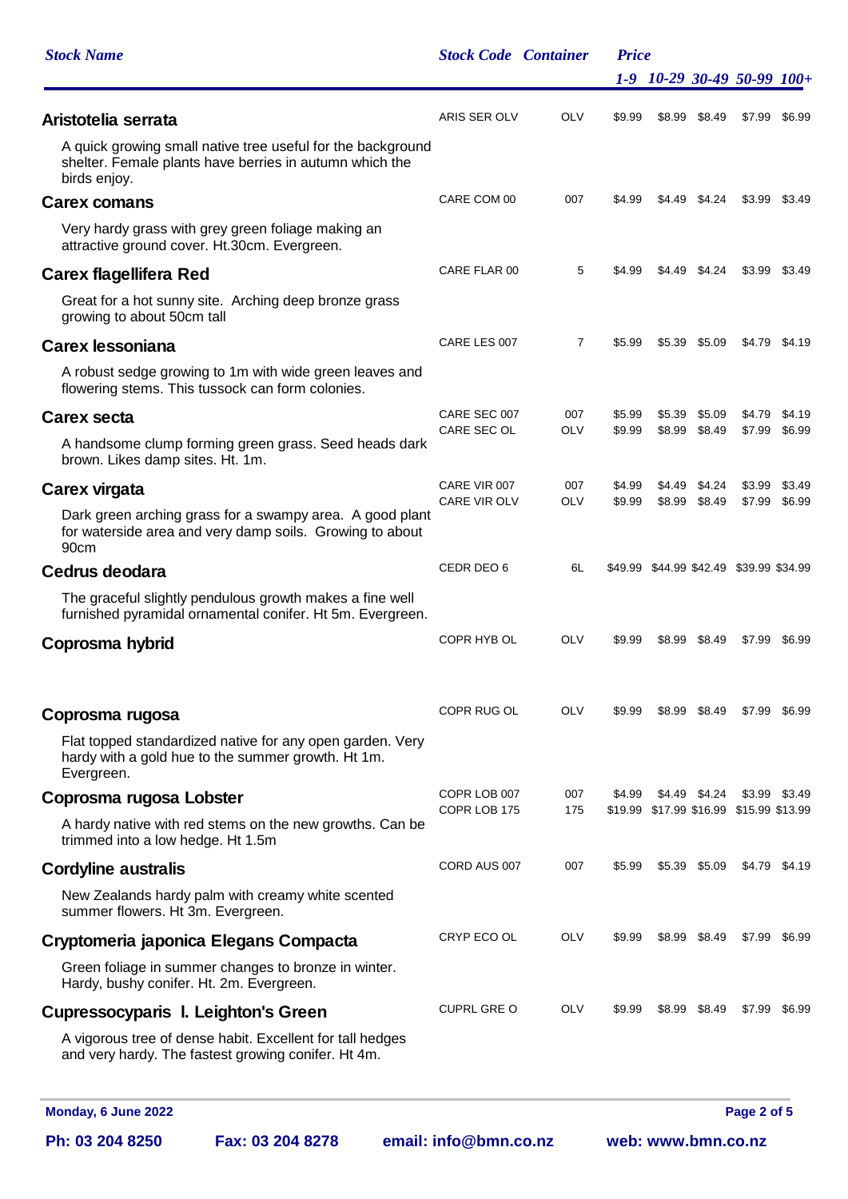| Stock Name | Stock Code | Container | Price 1-9 | 10-29 | 30-49 | 50-99 | 100+ |
|---|---|---|---|---|---|---|---|
| **Aristotelia serrata** | ARIS SER OLV | OLV | $9.99 | $8.99 | $8.49 | $7.99 | $6.99 |
| A quick growing small native tree useful for the background shelter. Female plants have berries in autumn which the birds enjoy. | | | | | | | |
| **Carex comans** | CARE COM 00 | 007 | $4.99 | $4.49 | $4.24 | $3.99 | $3.49 |
| Very hardy grass with grey green foliage making an attractive ground cover. Ht.30cm. Evergreen. | | | | | | | |
| **Carex flagellifera Red** | CARE FLAR 00 | 5 | $4.99 | $4.49 | $4.24 | $3.99 | $3.49 |
| Great for a hot sunny site. Arching deep bronze grass growing to about 50cm tall | | | | | | | |
| **Carex lessoniana** | CARE LES 007 | 7 | $5.99 | $5.39 | $5.09 | $4.79 | $4.19 |
| A robust sedge growing to 1m with wide green leaves and flowering stems. This tussock can form colonies. | | | | | | | |
| **Carex secta** | CARE SEC 007 | 007 | $5.99 | $5.39 | $5.09 | $4.79 | $4.19 |
| | CARE SEC OL | OLV | $9.99 | $8.99 | $8.49 | $7.99 | $6.99 |
| A handsome clump forming green grass. Seed heads dark brown. Likes damp sites. Ht. 1m. | | | | | | | |
| **Carex virgata** | CARE VIR 007 | 007 | $4.99 | $4.49 | $4.24 | $3.99 | $3.49 |
| | CARE VIR OLV | OLV | $9.99 | $8.99 | $8.49 | $7.99 | $6.99 |
| Dark green arching grass for a swampy area. A good plant for waterside area and very damp soils. Growing to about 90cm | | | | | | | |
| **Cedrus deodara** | CEDR DEO 6 | 6L | $49.99 | $44.99 | $42.49 | $39.99 | $34.99 |
| The graceful slightly pendulous growth makes a fine well furnished pyramidal ornamental conifer. Ht 5m. Evergreen. | | | | | | | |
| **Coprosma hybrid** | COPR HYB OL | OLV | $9.99 | $8.99 | $8.49 | $7.99 | $6.99 |
| **Coprosma rugosa** | COPR RUG OL | OLV | $9.99 | $8.99 | $8.49 | $7.99 | $6.99 |
| Flat topped standardized native for any open garden. Very hardy with a gold hue to the summer growth. Ht 1m. Evergreen. | | | | | | | |
| **Coprosma rugosa Lobster** | COPR LOB 007 | 007 | $4.99 | $4.49 | $4.24 | $3.99 | $3.49 |
| | COPR LOB 175 | 175 | $19.99 | $17.99 | $16.99 | $15.99 | $13.99 |
| A hardy native with red stems on the new growths. Can be trimmed into a low hedge. Ht 1.5m | | | | | | | |
| **Cordyline australis** | CORD AUS 007 | 007 | $5.99 | $5.39 | $5.09 | $4.79 | $4.19 |
| New Zealands hardy palm with creamy white scented summer flowers. Ht 3m. Evergreen. | | | | | | | |
| **Cryptomeria japonica Elegans Compacta** | CRYP ECO OL | OLV | $9.99 | $8.99 | $8.49 | $7.99 | $6.99 |
| Green foliage in summer changes to bronze in winter. Hardy, bushy conifer. Ht. 2m. Evergreen. | | | | | | | |
| **Cupressocyparis l. Leighton's Green** | CUPRL GRE O | OLV | $9.99 | $8.99 | $8.49 | $7.99 | $6.99 |
| A vigorous tree of dense habit. Excellent for tall hedges and very hardy. The fastest growing conifer. Ht 4m. | | | | | | | |

Monday, 6 June 2022

Ph: 03 204 8250 Fax: 03 204 8278 email: info@bmn.co.nz web: www.bmn.co.nz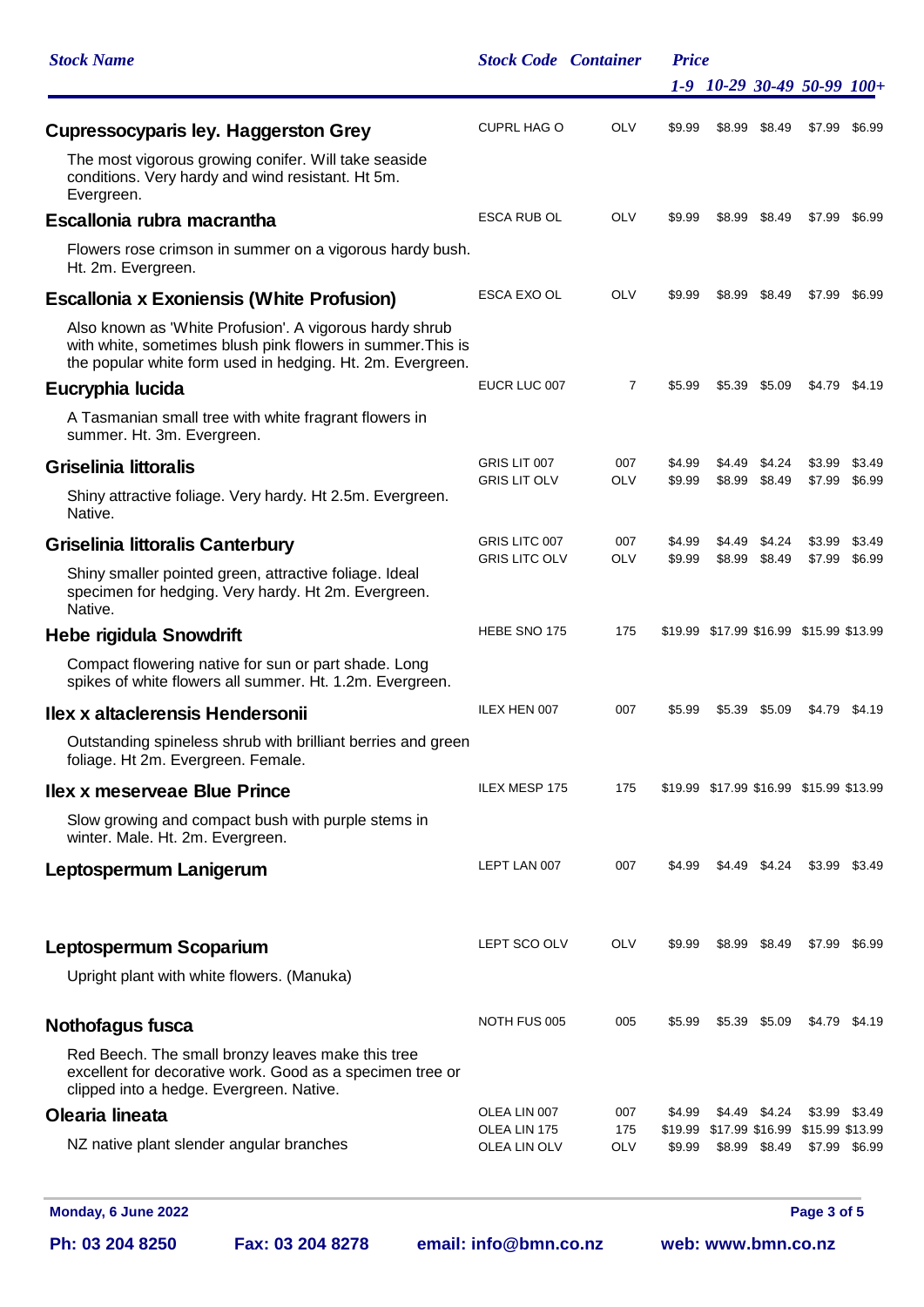| Stock Name | Stock Code | Container | Price 1-9 | 10-29 | 30-49 | 50-99 | 100+ |
|---|---|---|---|---|---|---|---|
| **Cupressocyparis ley. Haggerston Grey** | CUPRL HAG O | OLV | $9.99 | $8.99 | $8.49 | $7.99 | $6.99 |
| The most vigorous growing conifer. Will take seaside conditions. Very hardy and wind resistant. Ht 5m. Evergreen. | | | | | | | |
| **Escallonia rubra macrantha** | ESCA RUB OL | OLV | $9.99 | $8.99 | $8.49 | $7.99 | $6.99 |
| Flowers rose crimson in summer on a vigorous hardy bush. Ht. 2m. Evergreen. | | | | | | | |
| **Escallonia x Exoniensis (White Profusion)** | ESCA EXO OL | OLV | $9.99 | $8.99 | $8.49 | $7.99 | $6.99 |
| Also known as 'White Profusion'. A vigorous hardy shrub with white, sometimes blush pink flowers in summer.This is the popular white form used in hedging. Ht. 2m. Evergreen. | | | | | | | |
| **Eucryphia lucida** | EUCR LUC 007 | 7 | $5.99 | $5.39 | $5.09 | $4.79 | $4.19 |
| A Tasmanian small tree with white fragrant flowers in summer. Ht. 3m. Evergreen. | | | | | | | |
| **Griselinia littoralis** | GRIS LIT 007 | 007 | $4.99 | $4.49 | $4.24 | $3.99 | $3.49 |
| | GRIS LIT OLV | OLV | $9.99 | $8.99 | $8.49 | $7.99 | $6.99 |
| Shiny attractive foliage. Very hardy. Ht 2.5m. Evergreen. Native. | | | | | | | |
| **Griselinia littoralis Canterbury** | GRIS LITC 007 | 007 | $4.99 | $4.49 | $4.24 | $3.99 | $3.49 |
| | GRIS LITC OLV | OLV | $9.99 | $8.99 | $8.49 | $7.99 | $6.99 |
| Shiny smaller pointed green, attractive foliage. Ideal specimen for hedging. Very hardy. Ht 2m. Evergreen. Native. | | | | | | | |
| **Hebe rigidula Snowdrift** | HEBE SNO 175 | 175 | $19.99 | $17.99 | $16.99 | $15.99 | $13.99 |
| Compact flowering native for sun or part shade. Long spikes of white flowers all summer. Ht. 1.2m. Evergreen. | | | | | | | |
| **Ilex x altaclerensis Hendersonii** | ILEX HEN 007 | 007 | $5.99 | $5.39 | $5.09 | $4.79 | $4.19 |
| Outstanding spineless shrub with brilliant berries and green foliage. Ht 2m. Evergreen. Female. | | | | | | | |
| **Ilex x meserveae Blue Prince** | ILEX MESP 175 | 175 | $19.99 | $17.99 | $16.99 | $15.99 | $13.99 |
| Slow growing and compact bush with purple stems in winter. Male. Ht. 2m. Evergreen. | | | | | | | |
| **Leptospermum Lanigerum** | LEPT LAN 007 | 007 | $4.99 | $4.49 | $4.24 | $3.99 | $3.49 |
| **Leptospermum Scoparium** | LEPT SCO OLV | OLV | $9.99 | $8.99 | $8.49 | $7.99 | $6.99 |
| Upright plant with white flowers. (Manuka) | | | | | | | |
| **Nothofagus fusca** | NOTH FUS 005 | 005 | $5.99 | $5.39 | $5.09 | $4.79 | $4.19 |
| Red Beech. The small bronzy leaves make this tree excellent for decorative work. Good as a specimen tree or clipped into a hedge. Evergreen. Native. | | | | | | | |
| **Olearia lineata** | OLEA LIN 007 | 007 | $4.99 | $4.49 | $4.24 | $3.99 | $3.49 |
| | OLEA LIN 175 | 175 | $19.99 | $17.99 | $16.99 | $15.99 | $13.99 |
| NZ native plant slender angular branches | OLEA LIN OLV | OLV | $9.99 | $8.99 | $8.49 | $7.99 | $6.99 |

**Monday, 6 June 2022**

**Ph: 03 204 8250** **Fax: 03 204 8278** **email: info@bmn.co.nz** **web: www.bmn.co.nz**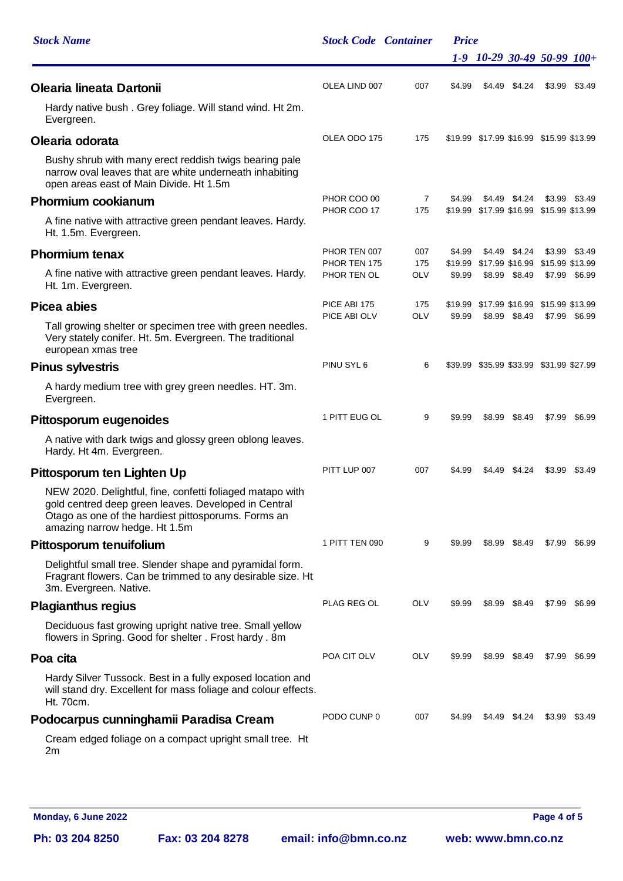| Stock Name | Stock Code | Container | Price 1-9 | 10-29 | 30-49 | 50-99 | 100+ |
|---|---|---|---|---|---|---|---|
| **Olearia lineata Dartonii** | OLEA LIND 007 | 007 | $4.99 | $4.49 | $4.24 | $3.99 | $3.49 |
| Hardy native bush . Grey foliage. Will stand wind. Ht 2m. Evergreen. | | | | | | | |
| **Olearia odorata** | OLEA ODO 175 | 175 | $19.99 | $17.99 | $16.99 | $15.99 | $13.99 |
| Bushy shrub with many erect reddish twigs bearing pale narrow oval leaves that are white underneath inhabiting open areas east of Main Divide. Ht 1.5m | | | | | | | |
| **Phormium cookianum** | PHOR COO 00 | 7 | $4.99 | $4.49 | $4.24 | $3.99 | $3.49 |
| | PHOR COO 17 | 175 | $19.99 | $17.99 | $16.99 | $15.99 | $13.99 |
| A fine native with attractive green pendant leaves. Hardy. Ht. 1.5m. Evergreen. | | | | | | | |
| **Phormium tenax** | PHOR TEN 007 | 007 | $4.99 | $4.49 | $4.24 | $3.99 | $3.49 |
| | PHOR TEN 175 | 175 | $19.99 | $17.99 | $16.99 | $15.99 | $13.99 |
| A fine native with attractive green pendant leaves. Hardy. Ht. 1m. Evergreen. | PHOR TEN OL | OLV | $9.99 | $8.99 | $8.49 | $7.99 | $6.99 |
| **Picea abies** | PICE ABI 175 | 175 | $19.99 | $17.99 | $16.99 | $15.99 | $13.99 |
| | PICE ABI OLV | OLV | $9.99 | $8.99 | $8.49 | $7.99 | $6.99 |
| Tall growing shelter or specimen tree with green needles. Very stately conifer. Ht. 5m. Evergreen. The traditional european xmas tree | | | | | | | |
| **Pinus sylvestris** | PINU SYL 6 | 6 | $39.99 | $35.99 | $33.99 | $31.99 | $27.99 |
| A hardy medium tree with grey green needles. HT. 3m. Evergreen. | | | | | | | |
| **Pittosporum eugenoides** | 1 PITT EUG OL | 9 | $9.99 | $8.99 | $8.49 | $7.99 | $6.99 |
| A native with dark twigs and glossy green oblong leaves. Hardy. Ht 4m. Evergreen. | | | | | | | |
| **Pittosporum ten Lighten Up** | PITT LUP 007 | 007 | $4.99 | $4.49 | $4.24 | $3.99 | $3.49 |
| NEW 2020. Delightful, fine, confetti foliaged matapo with gold centred deep green leaves. Developed in Central Otago as one of the hardiest pittosporums. Forms an amazing narrow hedge. Ht 1.5m | | | | | | | |
| **Pittosporum tenuifolium** | 1 PITT TEN 090 | 9 | $9.99 | $8.99 | $8.49 | $7.99 | $6.99 |
| Delightful small tree. Slender shape and pyramidal form. Fragrant flowers. Can be trimmed to any desirable size. Ht 3m. Evergreen. Native. | | | | | | | |
| **Plagianthus regius** | PLAG REG OL | OLV | $9.99 | $8.99 | $8.49 | $7.99 | $6.99 |
| Deciduous fast growing upright native tree. Small yellow flowers in Spring. Good for shelter . Frost hardy . 8m | | | | | | | |
| **Poa cita** | POA CIT OLV | OLV | $9.99 | $8.99 | $8.49 | $7.99 | $6.99 |
| Hardy Silver Tussock. Best in a fully exposed location and will stand dry. Excellent for mass foliage and colour effects. Ht. 70cm. | | | | | | | |
| **Podocarpus cunninghamii Paradisa Cream** | PODO CUNP 0 | 007 | $4.99 | $4.49 | $4.24 | $3.99 | $3.49 |
| Cream edged foliage on a compact upright small tree. Ht 2m | | | | | | | |

Monday, 6 June 2022

Ph: 03 204 8250 Fax: 03 204 8278 email: info@bmn.co.nz web: www.bmn.co.nz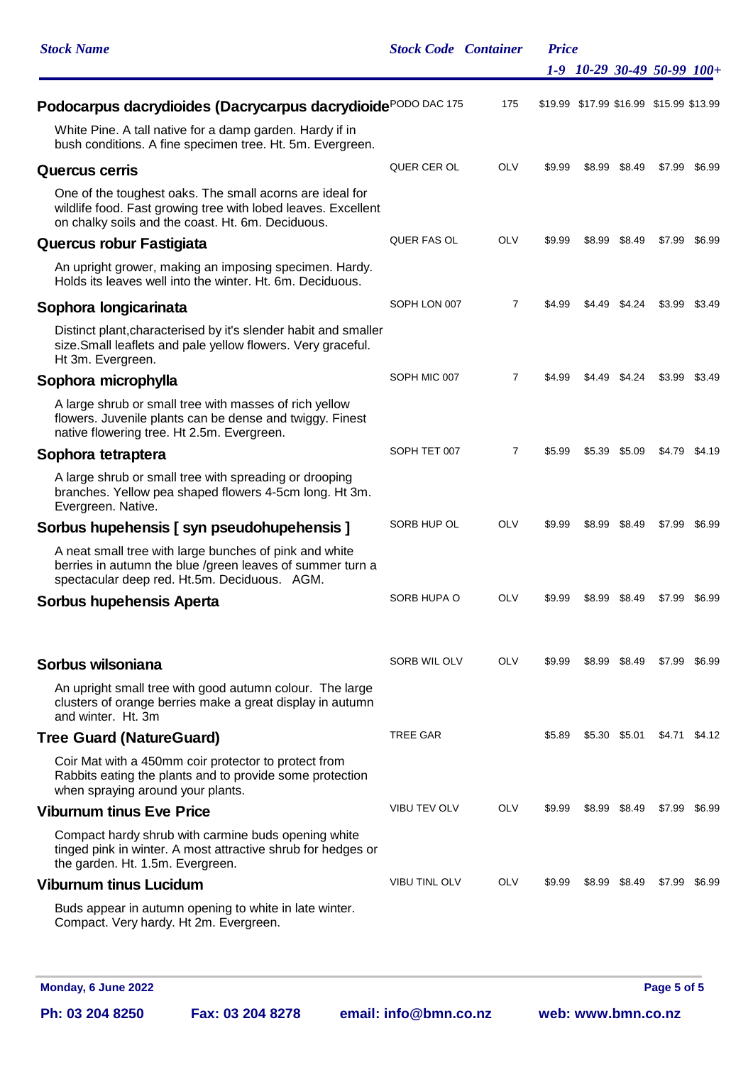| Stock Name | Stock Code | Container | Price 1-9 | 10-29 | 30-49 | 50-99 | 100+ |
|---|---|---|---|---|---|---|---|
| **Podocarpus dacrydioides (Dacrycarpus dacrydioide** | PODO DAC 175 | 175 | $19.99 | $17.99 | $16.99 | $15.99 | $13.99 |
| White Pine. A tall native for a damp garden. Hardy if in bush conditions. A fine specimen tree. Ht. 5m. Evergreen. | | | | | | | |
| **Quercus cerris** | QUER CER OL | OLV | $9.99 | $8.99 | $8.49 | $7.99 | $6.99 |
| One of the toughest oaks. The small acorns are ideal for wildlife food. Fast growing tree with lobed leaves. Excellent on chalky soils and the coast. Ht. 6m. Deciduous. | | | | | | | |
| **Quercus robur Fastigiata** | QUER FAS OL | OLV | $9.99 | $8.99 | $8.49 | $7.99 | $6.99 |
| An upright grower, making an imposing specimen. Hardy. Holds its leaves well into the winter. Ht. 6m. Deciduous. | | | | | | | |
| **Sophora longicarinata** | SOPH LON 007 | 7 | $4.99 | $4.49 | $4.24 | $3.99 | $3.49 |
| Distinct plant,characterised by it's slender habit and smaller size.Small leaflets and pale yellow flowers. Very graceful. Ht 3m. Evergreen. | | | | | | | |
| **Sophora microphylla** | SOPH MIC 007 | 7 | $4.99 | $4.49 | $4.24 | $3.99 | $3.49 |
| A large shrub or small tree with masses of rich yellow flowers. Juvenile plants can be dense and twiggy. Finest native flowering tree. Ht 2.5m. Evergreen. | | | | | | | |
| **Sophora tetraptera** | SOPH TET 007 | 7 | $5.99 | $5.39 | $5.09 | $4.79 | $4.19 |
| A large shrub or small tree with spreading or drooping branches. Yellow pea shaped flowers 4-5cm long. Ht 3m. Evergreen. Native. | | | | | | | |
| **Sorbus hupehensis [ syn pseudohupehensis ]** | SORB HUP OL | OLV | $9.99 | $8.99 | $8.49 | $7.99 | $6.99 |
| A neat small tree with large bunches of pink and white berries in autumn the blue /green leaves of summer turn a spectacular deep red. Ht.5m. Deciduous. AGM. | | | | | | | |
| **Sorbus hupehensis Aperta** | SORB HUPA O | OLV | $9.99 | $8.99 | $8.49 | $7.99 | $6.99 |
| **Sorbus wilsoniana** | SORB WIL OLV | OLV | $9.99 | $8.99 | $8.49 | $7.99 | $6.99 |
| An upright small tree with good autumn colour. The large clusters of orange berries make a great display in autumn and winter. Ht. 3m | | | | | | | |
| **Tree Guard (NatureGuard)** | TREE GAR | | $5.89 | $5.30 | $5.01 | $4.71 | $4.12 |
| Coir Mat with a 450mm coir protector to protect from Rabbits eating the plants and to provide some protection when spraying around your plants. | | | | | | | |
| **Viburnum tinus Eve Price** | VIBU TEV OLV | OLV | $9.99 | $8.99 | $8.49 | $7.99 | $6.99 |
| Compact hardy shrub with carmine buds opening white tinged pink in winter. A most attractive shrub for hedges or the garden. Ht. 1.5m. Evergreen. | | | | | | | |
| **Viburnum tinus Lucidum** | VIBU TINL OLV | OLV | $9.99 | $8.99 | $8.49 | $7.99 | $6.99 |
| Buds appear in autumn opening to white in late winter. Compact. Very hardy. Ht 2m. Evergreen. | | | | | | | |

Monday, 6 June 2022

Ph: 03 204 8250 Fax: 03 204 8278 email: info@bmn.co.nz web: www.bmn.co.nz